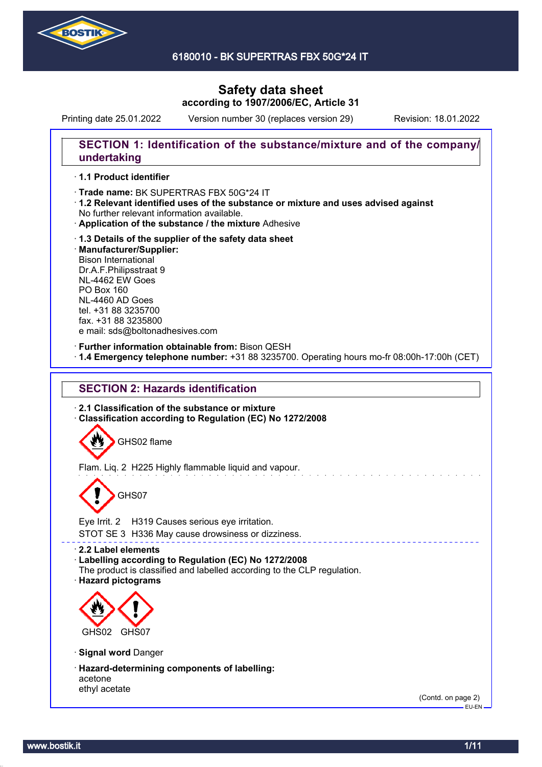6180010 - BK SUPERTRAS FBX 50G*24 IT

# Safety data sheet
**according to 1907/2006/EC, Article 31**

Printing date 25.01.2022 Version number 30 (replaces version 29) Revision: 18.01.2022

## SECTION 1: Identification of the substance/mixture and of the company/undertaking

· **1.1 Product identifier**

· **Trade name:** BK SUPERTRAS FBX 50G*24 IT
· **1.2 Relevant identified uses of the substance or mixture and uses advised against**
No further relevant information available.
· **Application of the substance / the mixture** Adhesive

· **1.3 Details of the supplier of the safety data sheet**
· **Manufacturer/Supplier:**
Bison International
Dr.A.F.Philipsstraat 9
NL-4462 EW Goes
PO Box 160
NL-4460 AD Goes
tel. +31 88 3235700
fax. +31 88 3235800
e mail: sds@boltonadhesives.com

· **Further information obtainable from:** Bison QESH
· **1.4 Emergency telephone number:** +31 88 3235700. Operating hours mo-fr 08:00h-17:00h (CET)

## SECTION 2: Hazards identification

· **2.1 Classification of the substance or mixture**
· **Classification according to Regulation (EC) No 1272/2008**

GHS02 flame

Flam. Liq. 2 H225 Highly flammable liquid and vapour.

GHS07

Eye Irrit. 2 H319 Causes serious eye irritation.
STOT SE 3 H336 May cause drowsiness or dizziness.

· **2.2 Label elements**
· **Labelling according to Regulation (EC) No 1272/2008**
The product is classified and labelled according to the CLP regulation.
· **Hazard pictograms**

GHS02 GHS07

· **Signal word** Danger

· **Hazard-determining components of labelling:**
acetone
ethyl acetate

(Contd. on page 2)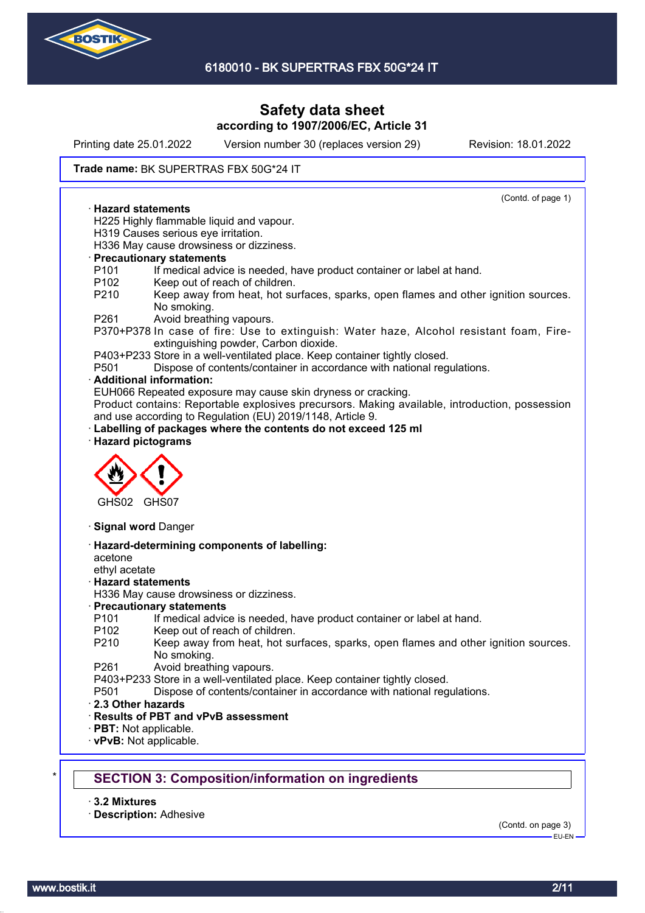Safety data sheet
according to 1907/2006/EC, Article 31

Printing date 25.01.2022 Version number 30 (replaces version 29) Revision: 18.01.2022

**Trade name:** BK SUPERTRAS FBX 50G*24 IT

(Contd. of page 1)

· **Hazard statements**
H225 Highly flammable liquid and vapour.
H319 Causes serious eye irritation.
H336 May cause drowsiness or dizziness.

· **Precautionary statements**
P101 If medical advice is needed, have product container or label at hand.
P102 Keep out of reach of children.
P210 Keep away from heat, hot surfaces, sparks, open flames and other ignition sources. No smoking.
P261 Avoid breathing vapours.
P370+P378 In case of fire: Use to extinguish: Water haze, Alcohol resistant foam, Fire-extinguishing powder, Carbon dioxide.
P403+P233 Store in a well-ventilated place. Keep container tightly closed.
P501 Dispose of contents/container in accordance with national regulations.

· **Additional information:**
EUH066 Repeated exposure may cause skin dryness or cracking.
Product contains: Reportable explosives precursors. Making available, introduction, possession and use according to Regulation (EU) 2019/1148, Article 9.

· **Labelling of packages where the contents do not exceed 125 ml**

· **Hazard pictograms**

GHS02 GHS07

· **Signal word** Danger

· **Hazard-determining components of labelling:**
acetone
ethyl acetate

· **Hazard statements**
H336 May cause drowsiness or dizziness.

· **Precautionary statements**
P101 If medical advice is needed, have product container or label at hand.
P102 Keep out of reach of children.
P210 Keep away from heat, hot surfaces, sparks, open flames and other ignition sources. No smoking.
P261 Avoid breathing vapours.
P403+P233 Store in a well-ventilated place. Keep container tightly closed.
P501 Dispose of contents/container in accordance with national regulations.

· **2.3 Other hazards**
· **Results of PBT and vPvB assessment**
· **PBT:** Not applicable.
· **vPvB:** Not applicable.

## SECTION 3: Composition/information on ingredients

· **3.2 Mixtures**
· **Description:** Adhesive

(Contd. on page 3)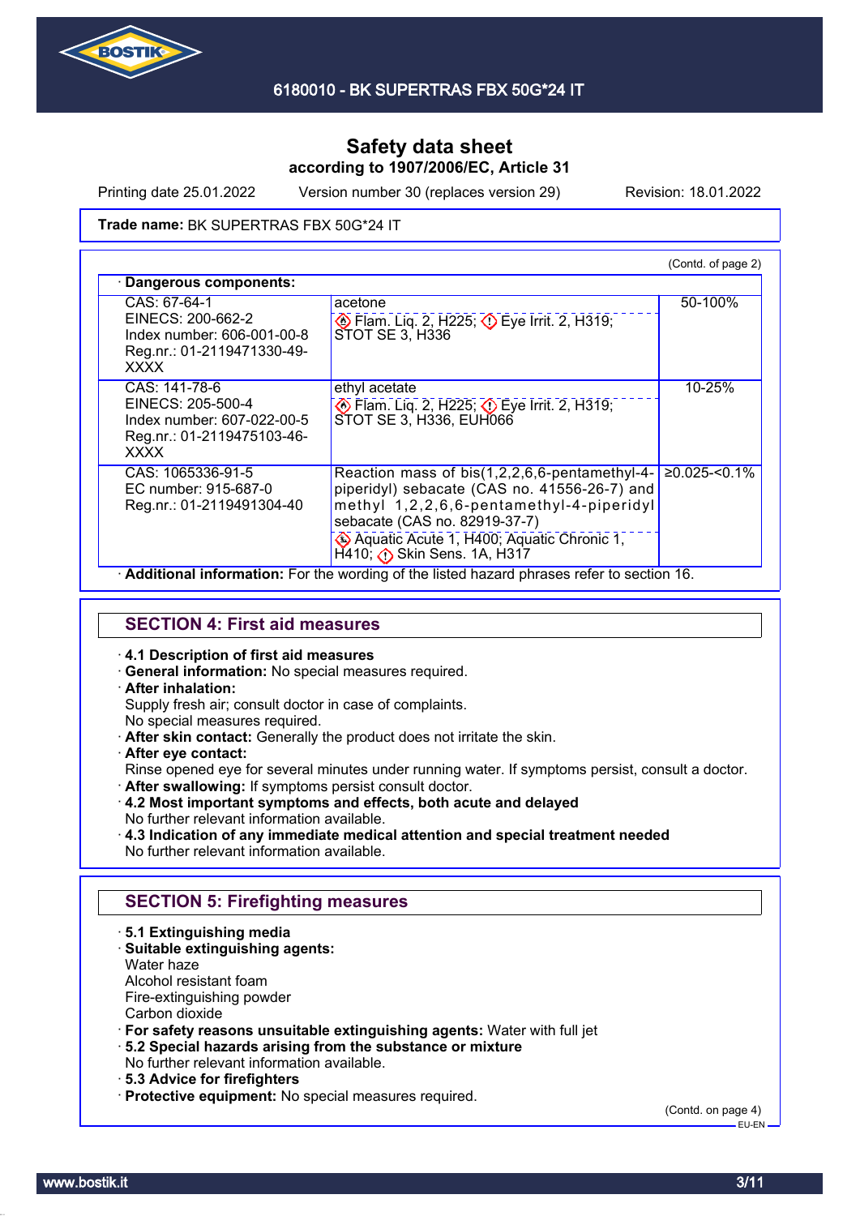# Safety data sheet
## according to 1907/2006/EC, Article 31

Printing date 25.01.2022 Version number 30 (replaces version 29) Revision: 18.01.2022

**Trade name:** BK SUPERTRAS FBX 50G*24 IT

(Contd. of page 2)

· **Dangerous components:**

| | | |
|---|---|---|
| CAS: 67-64-1<br>EINECS: 200-662-2<br>Index number: 606-001-00-8<br>Reg.nr.: 01-2119471330-49-XXXX | acetone<br>Flam. Liq. 2, H225; Eye Irrit. 2, H319; STOT SE 3, H336 | 50-100% |
| CAS: 141-78-6<br>EINECS: 205-500-4<br>Index number: 607-022-00-5<br>Reg.nr.: 01-2119475103-46-XXXX | ethyl acetate<br>Flam. Liq. 2, H225; Eye Irrit. 2, H319; STOT SE 3, H336, EUH066 | 10-25% |
| CAS: 1065336-91-5<br>EC number: 915-687-0<br>Reg.nr.: 01-2119491304-40 | Reaction mass of bis(1,2,2,6,6-pentamethyl-4-piperidyl) sebacate (CAS no. 41556-26-7) and methyl 1,2,2,6,6-pentamethyl-4-piperidyl sebacate (CAS no. 82919-37-7)<br>Aquatic Acute 1, H400; Aquatic Chronic 1, H410; Skin Sens. 1A, H317 | ≥0.025-<0.1% |

· **Additional information:** For the wording of the listed hazard phrases refer to section 16.

## SECTION 4: First aid measures

· **4.1 Description of first aid measures**
· **General information:** No special measures required.
· **After inhalation:**
Supply fresh air; consult doctor in case of complaints.
No special measures required.
· **After skin contact:** Generally the product does not irritate the skin.
· **After eye contact:**
Rinse opened eye for several minutes under running water. If symptoms persist, consult a doctor.
· **After swallowing:** If symptoms persist consult doctor.
· **4.2 Most important symptoms and effects, both acute and delayed**
No further relevant information available.
· **4.3 Indication of any immediate medical attention and special treatment needed**
No further relevant information available.

## SECTION 5: Firefighting measures

· **5.1 Extinguishing media**
· **Suitable extinguishing agents:**
Water haze
Alcohol resistant foam
Fire-extinguishing powder
Carbon dioxide
· **For safety reasons unsuitable extinguishing agents:** Water with full jet
· **5.2 Special hazards arising from the substance or mixture**
No further relevant information available.
· **5.3 Advice for firefighters**
· **Protective equipment:** No special measures required.

(Contd. on page 4)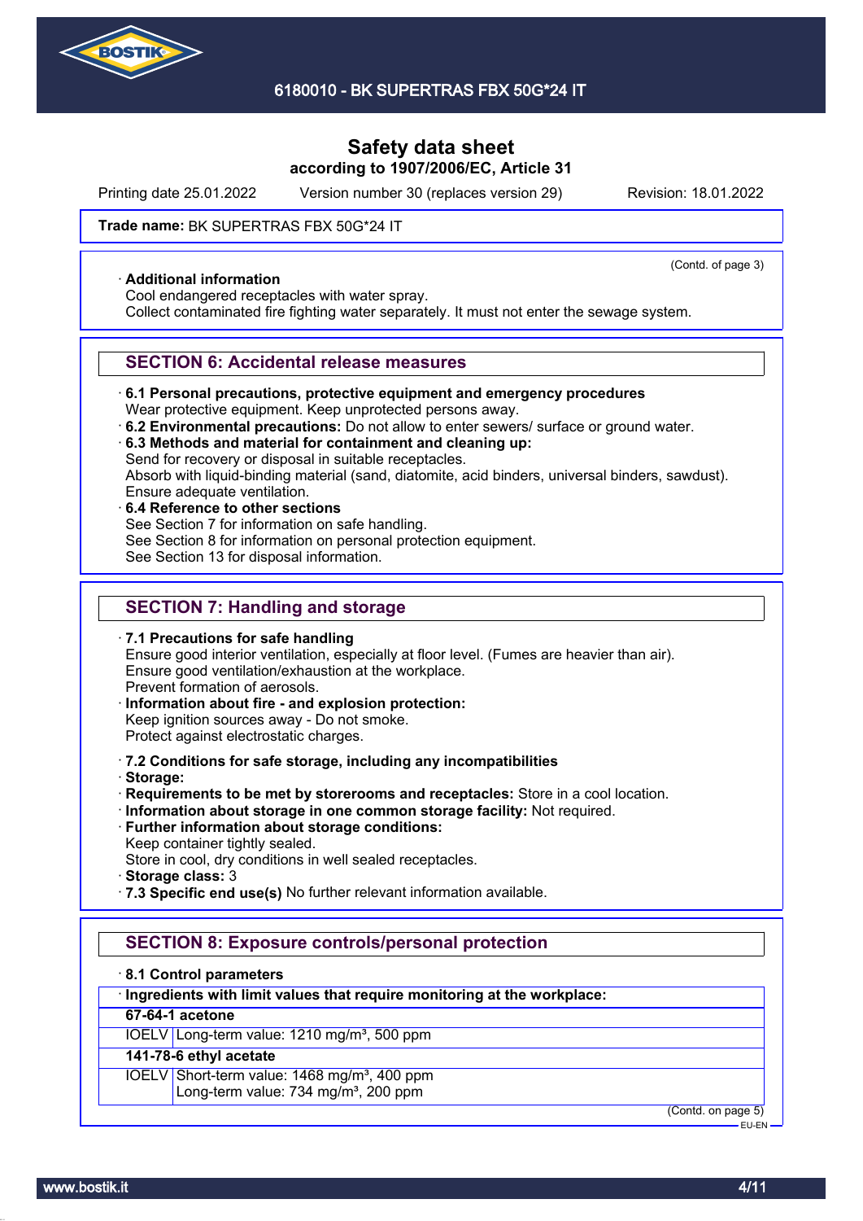# Safety data sheet
**according to 1907/2006/EC, Article 31**

Printing date 25.01.2022 Version number 30 (replaces version 29) Revision: 18.01.2022

**Trade name:** BK SUPERTRAS FBX 50G*24 IT

(Contd. of page 3)

· **Additional information**
Cool endangered receptacles with water spray.
Collect contaminated fire fighting water separately. It must not enter the sewage system.

## SECTION 6: Accidental release measures

· **6.1 Personal precautions, protective equipment and emergency procedures**
Wear protective equipment. Keep unprotected persons away.
· **6.2 Environmental precautions:** Do not allow to enter sewers/ surface or ground water.
· **6.3 Methods and material for containment and cleaning up:**
Send for recovery or disposal in suitable receptacles.
Absorb with liquid-binding material (sand, diatomite, acid binders, universal binders, sawdust).
Ensure adequate ventilation.
· **6.4 Reference to other sections**
See Section 7 for information on safe handling.
See Section 8 for information on personal protection equipment.
See Section 13 for disposal information.

## SECTION 7: Handling and storage

· **7.1 Precautions for safe handling**
Ensure good interior ventilation, especially at floor level. (Fumes are heavier than air).
Ensure good ventilation/exhaustion at the workplace.
Prevent formation of aerosols.
· **Information about fire - and explosion protection:**
Keep ignition sources away - Do not smoke.
Protect against electrostatic charges.

· **7.2 Conditions for safe storage, including any incompatibilities**
· **Storage:**
· **Requirements to be met by storerooms and receptacles:** Store in a cool location.
· **Information about storage in one common storage facility:** Not required.
· **Further information about storage conditions:**
Keep container tightly sealed.
Store in cool, dry conditions in well sealed receptacles.
· **Storage class:** 3
· **7.3 Specific end use(s)** No further relevant information available.

## SECTION 8: Exposure controls/personal protection

· **8.1 Control parameters**

| · **Ingredients with limit values that require monitoring at the workplace:** | |
|---|---|
| **67-64-1 acetone** | |
| IOELV | Long-term value: 1210 mg/m³, 500 ppm |
| **141-78-6 ethyl acetate** | |
| IOELV | Short-term value: 1468 mg/m³, 400 ppm<br>Long-term value: 734 mg/m³, 200 ppm |

(Contd. on page 5)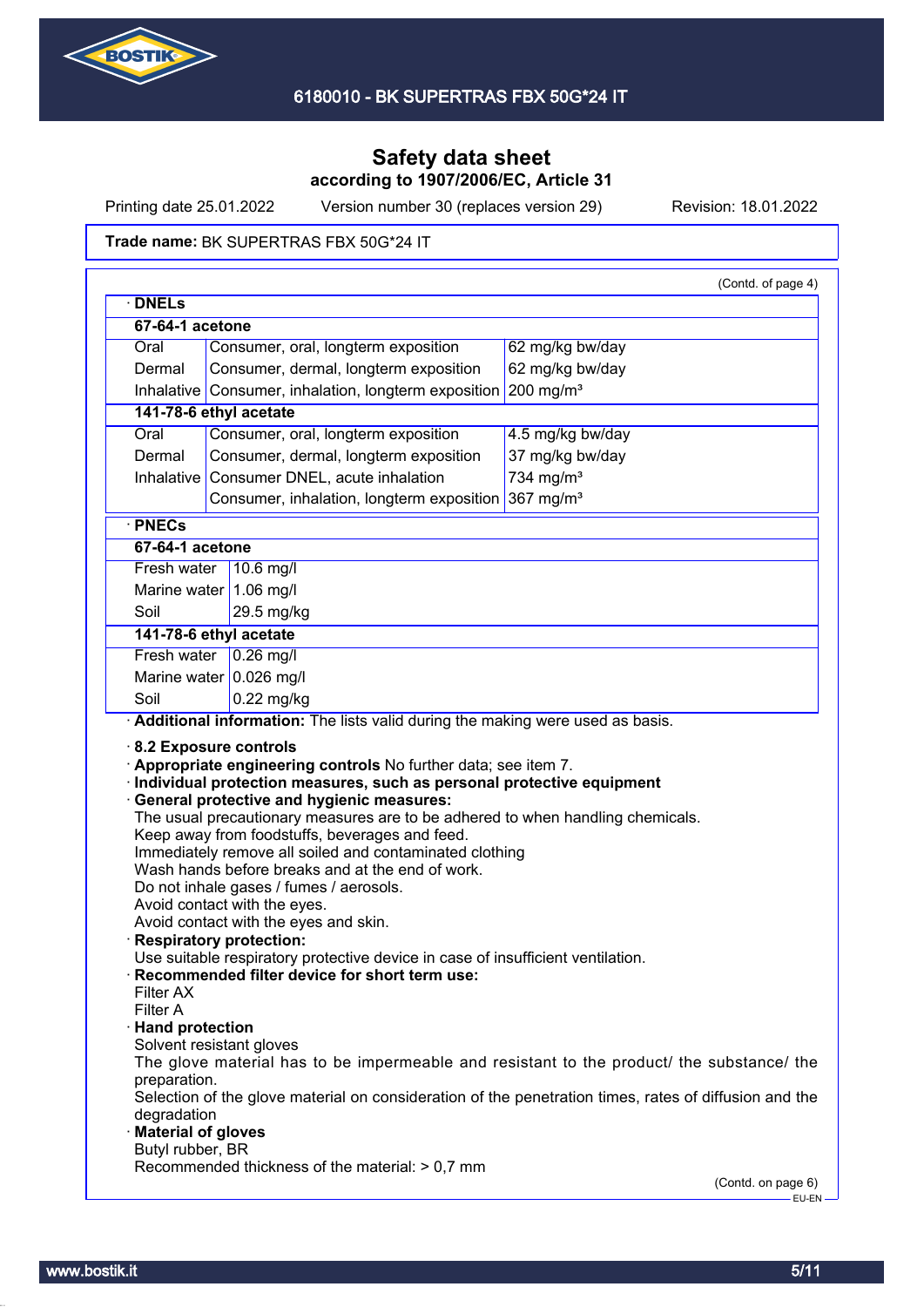# Safety data sheet

**according to 1907/2006/EC, Article 31**

Printing date 25.01.2022 Version number 30 (replaces version 29) Revision: 18.01.2022

**Trade name:** BK SUPERTRAS FBX 50G*24 IT

(Contd. of page 4)

· **DNELs**

| **67-64-1 acetone** | | |
|---|---|---|
| Oral | Consumer, oral, longterm exposition | 62 mg/kg bw/day |
| Dermal | Consumer, dermal, longterm exposition | 62 mg/kg bw/day |
| Inhalative | Consumer, inhalation, longterm exposition | 200 mg/m³ |
| **141-78-6 ethyl acetate** | | |
| Oral | Consumer, oral, longterm exposition | 4.5 mg/kg bw/day |
| Dermal | Consumer, dermal, longterm exposition | 37 mg/kg bw/day |
| Inhalative | Consumer DNEL, acute inhalation | 734 mg/m³ |
| | Consumer, inhalation, longterm exposition | 367 mg/m³ |

· **PNECs**

| **67-64-1 acetone** | |
|---|---|
| Fresh water | 10.6 mg/l |
| Marine water | 1.06 mg/l |
| Soil | 29.5 mg/kg |
| **141-78-6 ethyl acetate** | |
| Fresh water | 0.26 mg/l |
| Marine water | 0.026 mg/l |
| Soil | 0.22 mg/kg |

· **Additional information:** The lists valid during the making were used as basis.

· **8.2 Exposure controls**

· **Appropriate engineering controls** No further data; see item 7.

· **Individual protection measures, such as personal protective equipment**

· **General protective and hygienic measures:**

The usual precautionary measures are to be adhered to when handling chemicals.
Keep away from foodstuffs, beverages and feed.
Immediately remove all soiled and contaminated clothing
Wash hands before breaks and at the end of work.
Do not inhale gases / fumes / aerosols.
Avoid contact with the eyes.
Avoid contact with the eyes and skin.

· **Respiratory protection:**

Use suitable respiratory protective device in case of insufficient ventilation.

· **Recommended filter device for short term use:**

Filter AX
Filter A

· **Hand protection**

Solvent resistant gloves
The glove material has to be impermeable and resistant to the product/ the substance/ the preparation.
Selection of the glove material on consideration of the penetration times, rates of diffusion and the degradation

· **Material of gloves**

Butyl rubber, BR
Recommended thickness of the material: > 0,7 mm

(Contd. on page 6)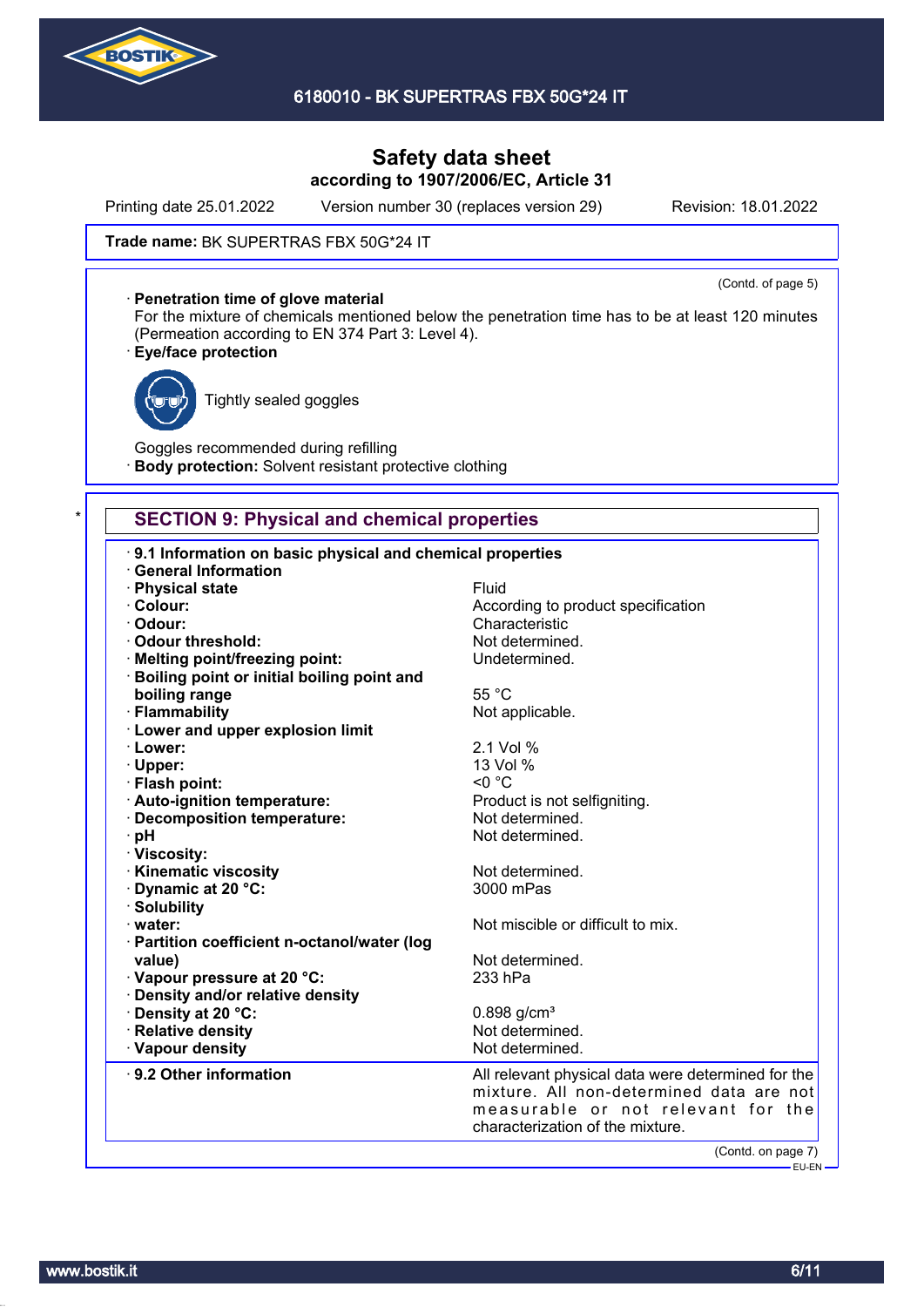**Trade name:** BK SUPERTRAS FBX 50G*24 IT

(Contd. of page 5)

· **Penetration time of glove material**
For the mixture of chemicals mentioned below the penetration time has to be at least 120 minutes (Permeation according to EN 374 Part 3: Level 4).

· **Eye/face protection**

Tightly sealed goggles

Goggles recommended during refilling

· **Body protection:** Solvent resistant protective clothing

## SECTION 9: Physical and chemical properties

· **9.1 Information on basic physical and chemical properties**

· **General Information**

| | |
|---|---|
| · **Physical state** | Fluid |
| · **Colour:** | According to product specification |
| · **Odour:** | Characteristic |
| · **Odour threshold:** | Not determined. |
| · **Melting point/freezing point:** | Undetermined. |
| · **Boiling point or initial boiling point and boiling range** | 55 °C |
| · **Flammability** | Not applicable. |
| · **Lower and upper explosion limit** | |
| · **Lower:** | 2.1 Vol % |
| · **Upper:** | 13 Vol % |
| · **Flash point:** | <0 °C |
| · **Auto-ignition temperature:** | Product is not selfigniting. |
| · **Decomposition temperature:** | Not determined. |
| · **pH** | Not determined. |
| · **Viscosity:** | |
| · **Kinematic viscosity** | Not determined. |
| · **Dynamic at 20 °C:** | 3000 mPas |
| · **Solubility** | |
| · **water:** | Not miscible or difficult to mix. |
| · **Partition coefficient n-octanol/water (log value)** | Not determined. |
| · **Vapour pressure at 20 °C:** | 233 hPa |
| · **Density and/or relative density** | |
| · **Density at 20 °C:** | 0.898 g/cm³ |
| · **Relative density** | Not determined. |
| · **Vapour density** | Not determined. |

· **9.2 Other information** — All relevant physical data were determined for the mixture. All non-determined data are not measurable or not relevant for the characterization of the mixture.

(Contd. on page 7)

EU-EN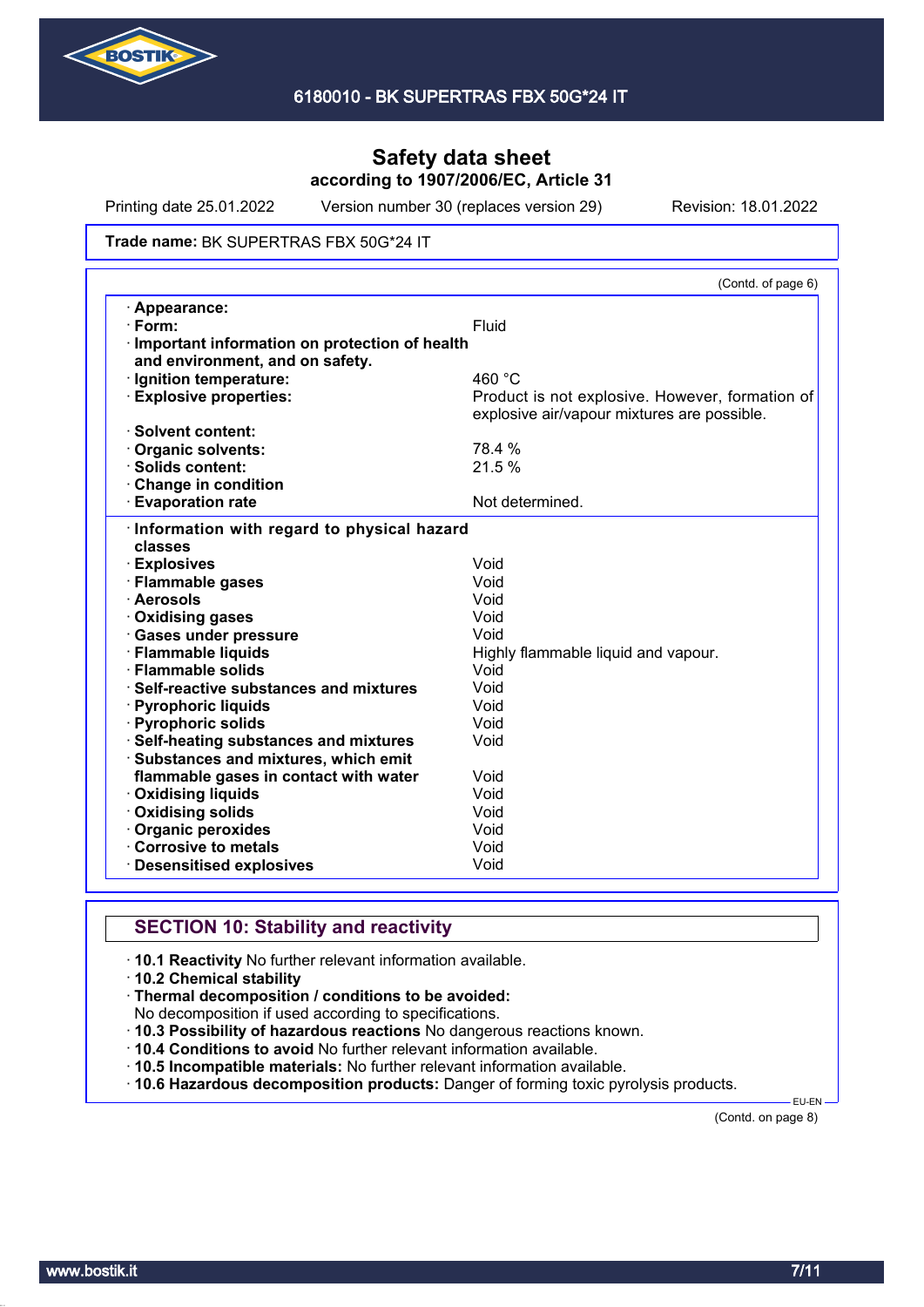# Safety data sheet
according to 1907/2006/EC, Article 31

Printing date 25.01.2022 Version number 30 (replaces version 29) Revision: 18.01.2022

**Trade name:** BK SUPERTRAS FBX 50G*24 IT

(Contd. of page 6)

| | |
|---|---|
| · **Appearance:** | |
| · **Form:** | Fluid |
| · **Important information on protection of health and environment, and on safety.** | |
| · **Ignition temperature:** | 460 °C |
| · **Explosive properties:** | Product is not explosive. However, formation of explosive air/vapour mixtures are possible. |
| · **Solvent content:** | |
| · **Organic solvents:** | 78.4 % |
| · **Solids content:** | 21.5 % |
| · **Change in condition** | |
| · **Evaporation rate** | Not determined. |

| | |
|---|---|
| · **Information with regard to physical hazard classes** | |
| · **Explosives** | Void |
| · **Flammable gases** | Void |
| · **Aerosols** | Void |
| · **Oxidising gases** | Void |
| · **Gases under pressure** | Void |
| · **Flammable liquids** | Highly flammable liquid and vapour. |
| · **Flammable solids** | Void |
| · **Self-reactive substances and mixtures** | Void |
| · **Pyrophoric liquids** | Void |
| · **Pyrophoric solids** | Void |
| · **Self-heating substances and mixtures** | Void |
| · **Substances and mixtures, which emit flammable gases in contact with water** | Void |
| · **Oxidising liquids** | Void |
| · **Oxidising solids** | Void |
| · **Organic peroxides** | Void |
| · **Corrosive to metals** | Void |
| · **Desensitised explosives** | Void |

## SECTION 10: Stability and reactivity

· **10.1 Reactivity** No further relevant information available.
· **10.2 Chemical stability**
· **Thermal decomposition / conditions to be avoided:**
No decomposition if used according to specifications.
· **10.3 Possibility of hazardous reactions** No dangerous reactions known.
· **10.4 Conditions to avoid** No further relevant information available.
· **10.5 Incompatible materials:** No further relevant information available.
· **10.6 Hazardous decomposition products:** Danger of forming toxic pyrolysis products.

EU-EN

(Contd. on page 8)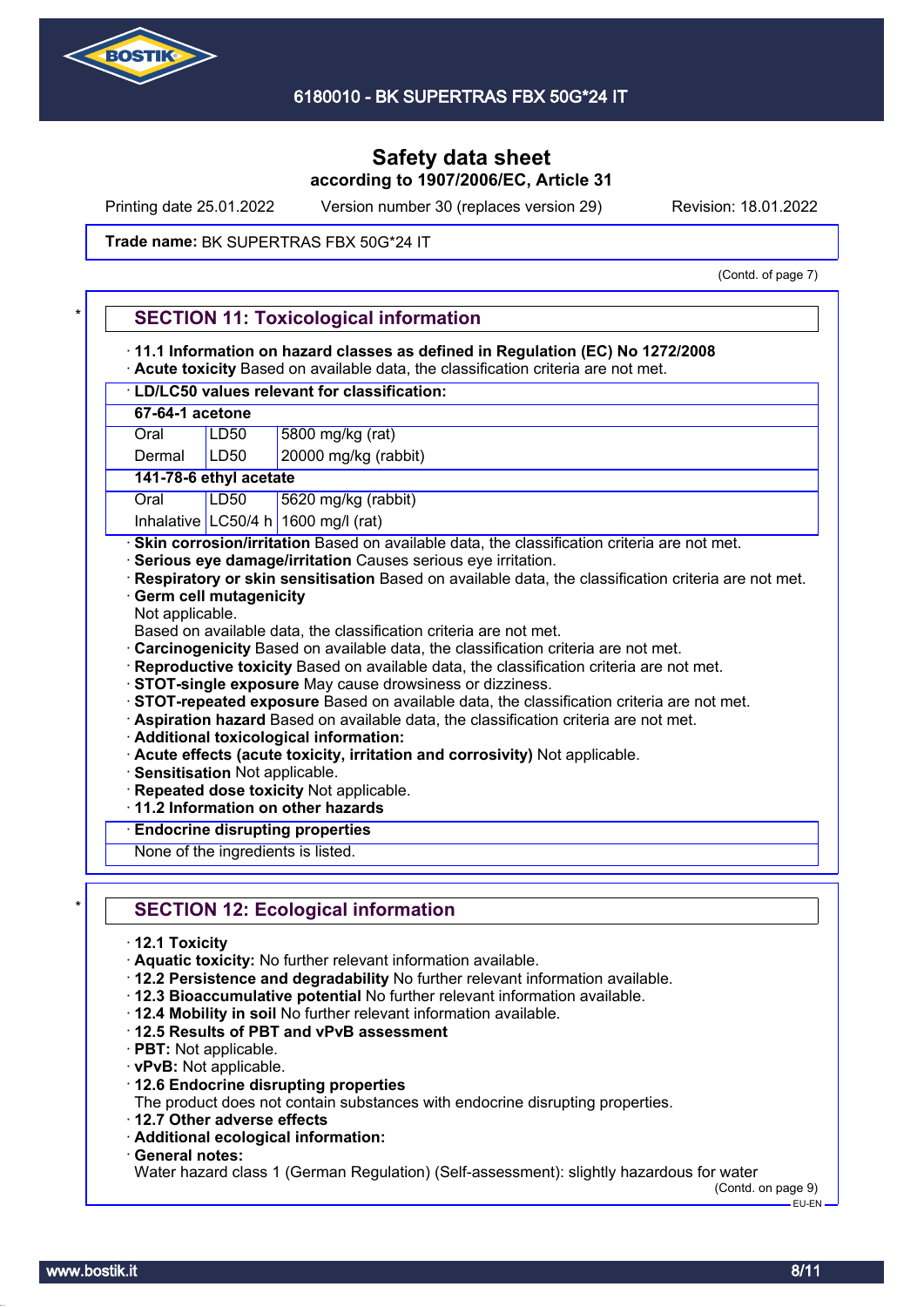# Safety data sheet
**according to 1907/2006/EC, Article 31**

Printing date 25.01.2022 Version number 30 (replaces version 29) Revision: 18.01.2022

**Trade name:** BK SUPERTRAS FBX 50G*24 IT

(Contd. of page 7)

## * SECTION 11: Toxicological information

· **11.1 Information on hazard classes as defined in Regulation (EC) No 1272/2008**
· **Acute toxicity** Based on available data, the classification criteria are not met.

| · **LD/LC50 values relevant for classification:** | | |
|---|---|---|
| **67-64-1 acetone** | | |
| Oral | LD50 | 5800 mg/kg (rat) |
| Dermal | LD50 | 20000 mg/kg (rabbit) |
| **141-78-6 ethyl acetate** | | |
| Oral | LD50 | 5620 mg/kg (rabbit) |
| Inhalative | LC50/4 h | 1600 mg/l (rat) |

· **Skin corrosion/irritation** Based on available data, the classification criteria are not met.
· **Serious eye damage/irritation** Causes serious eye irritation.
· **Respiratory or skin sensitisation** Based on available data, the classification criteria are not met.
· **Germ cell mutagenicity**
Not applicable.
Based on available data, the classification criteria are not met.
· **Carcinogenicity** Based on available data, the classification criteria are not met.
· **Reproductive toxicity** Based on available data, the classification criteria are not met.
· **STOT-single exposure** May cause drowsiness or dizziness.
· **STOT-repeated exposure** Based on available data, the classification criteria are not met.
· **Aspiration hazard** Based on available data, the classification criteria are not met.
· **Additional toxicological information:**
· **Acute effects (acute toxicity, irritation and corrosivity)** Not applicable.
· **Sensitisation** Not applicable.
· **Repeated dose toxicity** Not applicable.
· **11.2 Information on other hazards**

| · **Endocrine disrupting properties** |
|---|
| None of the ingredients is listed. |

## * SECTION 12: Ecological information

· **12.1 Toxicity**
· **Aquatic toxicity:** No further relevant information available.
· **12.2 Persistence and degradability** No further relevant information available.
· **12.3 Bioaccumulative potential** No further relevant information available.
· **12.4 Mobility in soil** No further relevant information available.
· **12.5 Results of PBT and vPvB assessment**
· **PBT:** Not applicable.
· **vPvB:** Not applicable.
· **12.6 Endocrine disrupting properties**
The product does not contain substances with endocrine disrupting properties.
· **12.7 Other adverse effects**
· **Additional ecological information:**
· **General notes:**
Water hazard class 1 (German Regulation) (Self-assessment): slightly hazardous for water

(Contd. on page 9)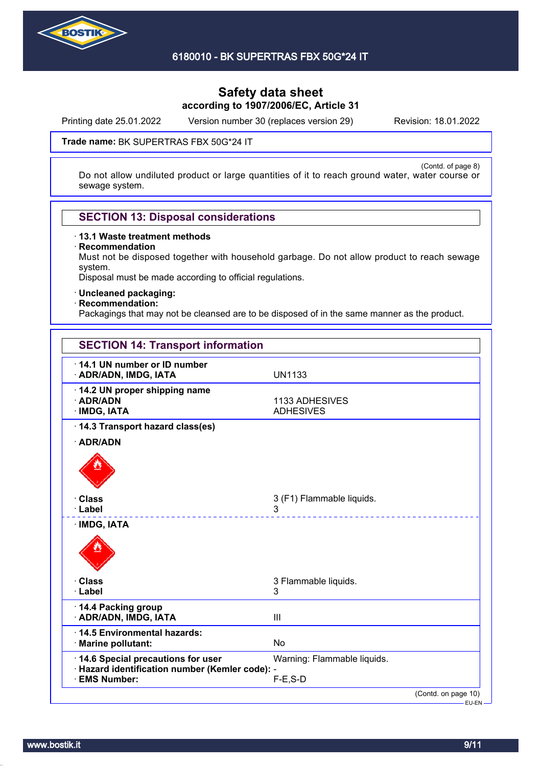**Safety data sheet**
**according to 1907/2006/EC, Article 31**

Printing date 25.01.2022 Version number 30 (replaces version 29) Revision: 18.01.2022

**Trade name:** BK SUPERTRAS FBX 50G*24 IT

(Contd. of page 8)

Do not allow undiluted product or large quantities of it to reach ground water, water course or sewage system.

## SECTION 13: Disposal considerations

· **13.1 Waste treatment methods**
· **Recommendation**
Must not be disposed together with household garbage. Do not allow product to reach sewage system.
Disposal must be made according to official regulations.

· **Uncleaned packaging:**
· **Recommendation:**
Packagings that may not be cleansed are to be disposed of in the same manner as the product.

## SECTION 14: Transport information

| | |
|---|---|
| · **14.1 UN number or ID number** | |
| · **ADR/ADN, IMDG, IATA** | UN1133 |
| · **14.2 UN proper shipping name** | |
| · **ADR/ADN** | 1133 ADHESIVES |
| · **IMDG, IATA** | ADHESIVES |
| · **14.3 Transport hazard class(es)** | |
| · **ADR/ADN** | |
| · **Class** | 3 (F1) Flammable liquids. |
| · **Label** | 3 |
| · **IMDG, IATA** | |
| · **Class** | 3 Flammable liquids. |
| · **Label** | 3 |
| · **14.4 Packing group** | |
| · **ADR/ADN, IMDG, IATA** | III |
| · **14.5 Environmental hazards:** | |
| · **Marine pollutant:** | No |
| · **14.6 Special precautions for user** | Warning: Flammable liquids. |
| · **Hazard identification number (Kemler code):** | - |
| · **EMS Number:** | F-E,S-D |

(Contd. on page 10)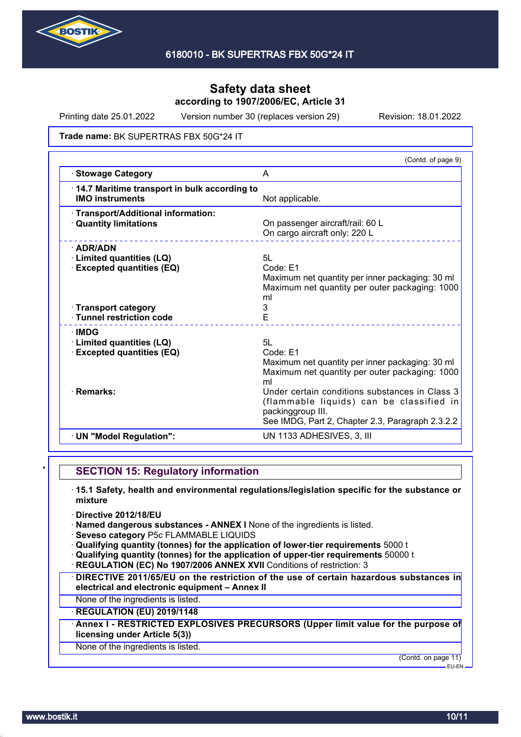# Safety data sheet

**according to 1907/2006/EC, Article 31**

Printing date 25.01.2022 Version number 30 (replaces version 29) Revision: 18.01.2022

**Trade name:** BK SUPERTRAS FBX 50G*24 IT

(Contd. of page 9)

| | |
|---|---|
| · **Stowage Category** | A |
| · **14.7 Maritime transport in bulk according to IMO instruments** | Not applicable. |
| · **Transport/Additional information:** | |
| · **Quantity limitations** | On passenger aircraft/rail: 60 L<br>On cargo aircraft only: 220 L |
| · **ADR/ADN** | |
| · **Limited quantities (LQ)** | 5L |
| · **Excepted quantities (EQ)** | Code: E1<br>Maximum net quantity per inner packaging: 30 ml<br>Maximum net quantity per outer packaging: 1000 ml |
| · **Transport category** | 3 |
| · **Tunnel restriction code** | E |
| · **IMDG** | |
| · **Limited quantities (LQ)** | 5L |
| · **Excepted quantities (EQ)** | Code: E1<br>Maximum net quantity per inner packaging: 30 ml<br>Maximum net quantity per outer packaging: 1000 ml |
| · **Remarks:** | Under certain conditions substances in Class 3 (flammable liquids) can be classified in packinggroup III.<br>See IMDG, Part 2, Chapter 2.3, Paragraph 2.3.2.2 |
| · **UN "Model Regulation":** | UN 1133 ADHESIVES, 3, III |

## SECTION 15: Regulatory information

· **15.1 Safety, health and environmental regulations/legislation specific for the substance or mixture**

· **Directive 2012/18/EU**
· **Named dangerous substances - ANNEX I** None of the ingredients is listed.
· **Seveso category** P5c FLAMMABLE LIQUIDS
· **Qualifying quantity (tonnes) for the application of lower-tier requirements** 5000 t
· **Qualifying quantity (tonnes) for the application of upper-tier requirements** 50000 t
· **REGULATION (EC) No 1907/2006 ANNEX XVII** Conditions of restriction: 3

· **DIRECTIVE 2011/65/EU on the restriction of the use of certain hazardous substances in electrical and electronic equipment – Annex II**

None of the ingredients is listed.

· **REGULATION (EU) 2019/1148**

· **Annex I - RESTRICTED EXPLOSIVES PRECURSORS (Upper limit value for the purpose of licensing under Article 5(3))**

None of the ingredients is listed.

(Contd. on page 11)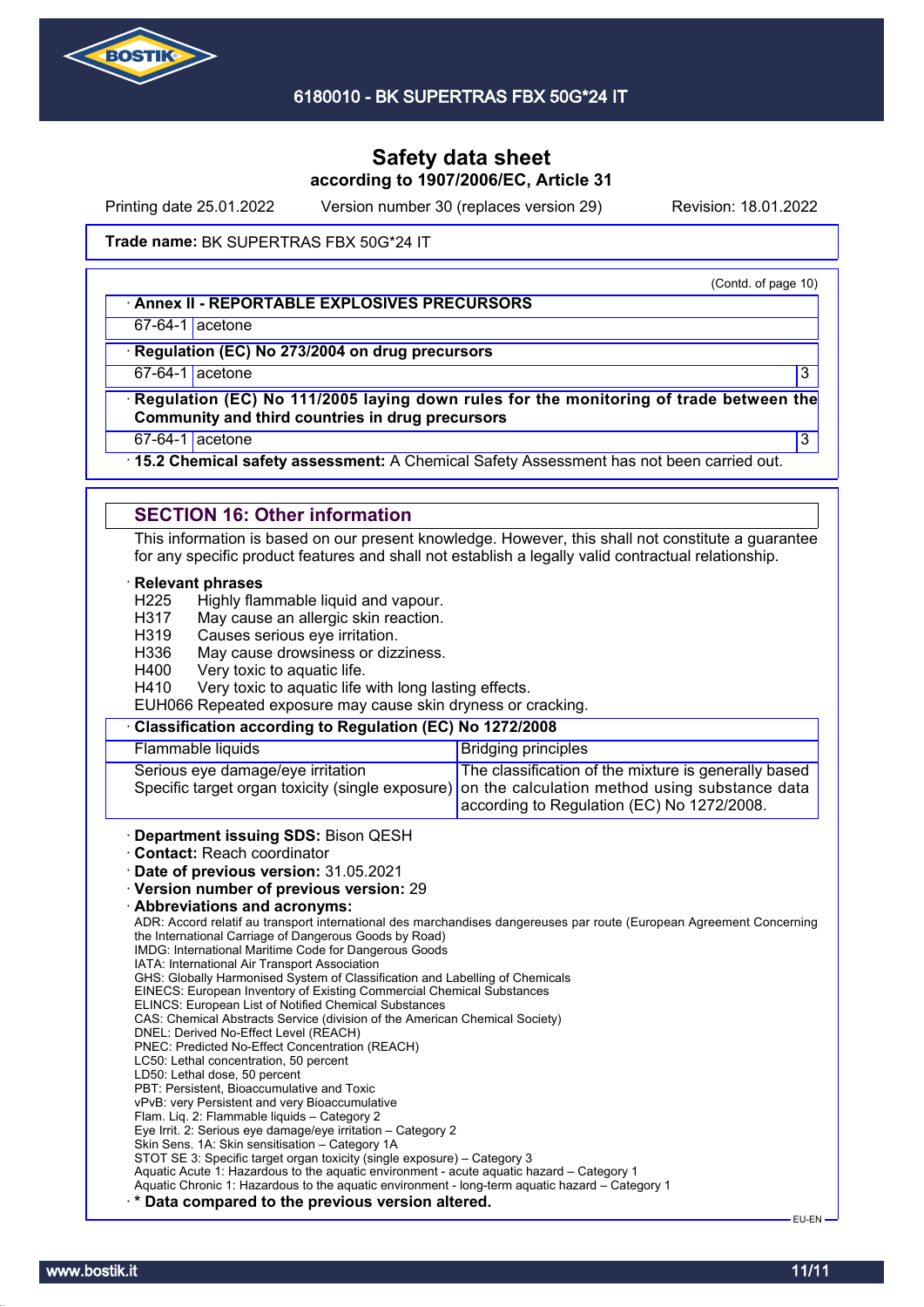Safety data sheet
according to 1907/2006/EC, Article 31

Printing date 25.01.2022 Version number 30 (replaces version 29) Revision: 18.01.2022

**Trade name:** BK SUPERTRAS FBX 50G*24 IT

(Contd. of page 10)

· **Annex II - REPORTABLE EXPLOSIVES PRECURSORS**

| | |
|---|---|
| 67-64-1 | acetone |

· **Regulation (EC) No 273/2004 on drug precursors**

| | | |
|---|---|---|
| 67-64-1 | acetone | 3 |

· **Regulation (EC) No 111/2005 laying down rules for the monitoring of trade between the Community and third countries in drug precursors**

| | | |
|---|---|---|
| 67-64-1 | acetone | 3 |

· **15.2 Chemical safety assessment:** A Chemical Safety Assessment has not been carried out.

## SECTION 16: Other information

This information is based on our present knowledge. However, this shall not constitute a guarantee for any specific product features and shall not establish a legally valid contractual relationship.

· **Relevant phrases**

H225 Highly flammable liquid and vapour.
H317 May cause an allergic skin reaction.
H319 Causes serious eye irritation.
H336 May cause drowsiness or dizziness.
H400 Very toxic to aquatic life.
H410 Very toxic to aquatic life with long lasting effects.
EUH066 Repeated exposure may cause skin dryness or cracking.

· **Classification according to Regulation (EC) No 1272/2008**

| | |
|---|---|
| Flammable liquids | Bridging principles |
| Serious eye damage/eye irritation<br>Specific target organ toxicity (single exposure) | The classification of the mixture is generally based on the calculation method using substance data according to Regulation (EC) No 1272/2008. |

· **Department issuing SDS:** Bison QESH
· **Contact:** Reach coordinator
· **Date of previous version:** 31.05.2021
· **Version number of previous version:** 29
· **Abbreviations and acronyms:**

ADR: Accord relatif au transport international des marchandises dangereuses par route (European Agreement Concerning the International Carriage of Dangerous Goods by Road)
IMDG: International Maritime Code for Dangerous Goods
IATA: International Air Transport Association
GHS: Globally Harmonised System of Classification and Labelling of Chemicals
EINECS: European Inventory of Existing Commercial Chemical Substances
ELINCS: European List of Notified Chemical Substances
CAS: Chemical Abstracts Service (division of the American Chemical Society)
DNEL: Derived No-Effect Level (REACH)
PNEC: Predicted No-Effect Concentration (REACH)
LC50: Lethal concentration, 50 percent
LD50: Lethal dose, 50 percent
PBT: Persistent, Bioaccumulative and Toxic
vPvB: very Persistent and very Bioaccumulative
Flam. Liq. 2: Flammable liquids – Category 2
Eye Irrit. 2: Serious eye damage/eye irritation – Category 2
Skin Sens. 1A: Skin sensitisation – Category 1A
STOT SE 3: Specific target organ toxicity (single exposure) – Category 3
Aquatic Acute 1: Hazardous to the aquatic environment - acute aquatic hazard – Category 1
Aquatic Chronic 1: Hazardous to the aquatic environment - long-term aquatic hazard – Category 1

· **\* Data compared to the previous version altered.**